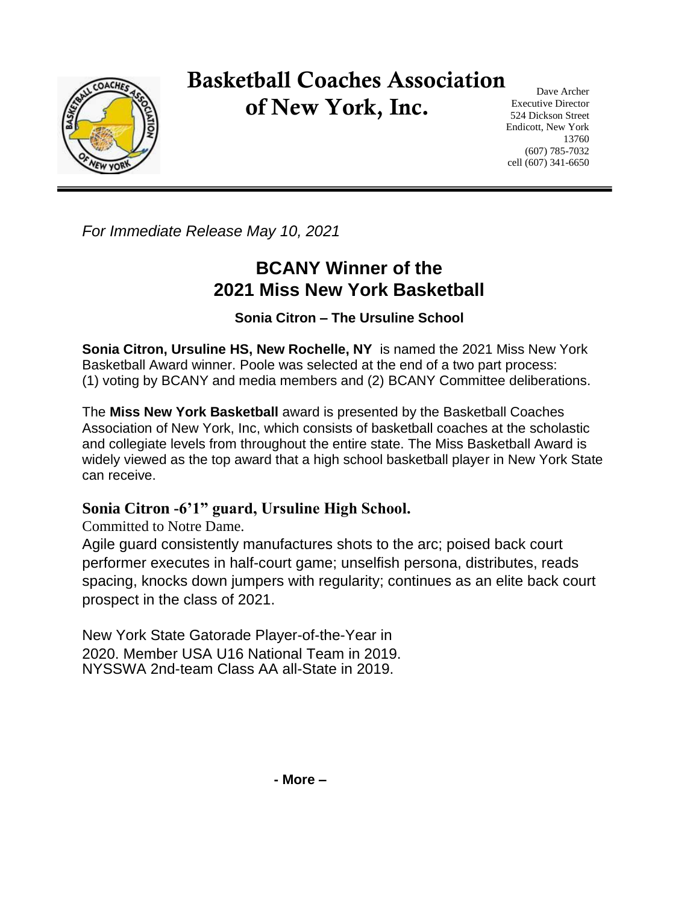# Basketball Coaches Association of New York, Inc.

Dave Archer
Executive Director
524 Dickson Street
Endicott, New York
13760
(607) 785-7032
cell (607) 341-6650

---

*For Immediate Release May 10, 2021*

## BCANY Winner of the 2021 Miss New York Basketball

**Sonia Citron – The Ursuline School**

**Sonia Citron, Ursuline HS, New Rochelle, NY** is named the 2021 Miss New York Basketball Award winner. Poole was selected at the end of a two part process: (1) voting by BCANY and media members and (2) BCANY Committee deliberations.

The **Miss New York Basketball** award is presented by the Basketball Coaches Association of New York, Inc, which consists of basketball coaches at the scholastic and collegiate levels from throughout the entire state. The Miss Basketball Award is widely viewed as the top award that a high school basketball player in New York State can receive.

### Sonia Citron -6'1" guard, Ursuline High School.

Committed to Notre Dame.

Agile guard consistently manufactures shots to the arc; poised back court performer executes in half-court game; unselfish persona, distributes, reads spacing, knocks down jumpers with regularity; continues as an elite back court prospect in the class of 2021.

New York State Gatorade Player-of-the-Year in 2020. Member USA U16 National Team in 2019. NYSSWA 2nd-team Class AA all-State in 2019.

**- More –**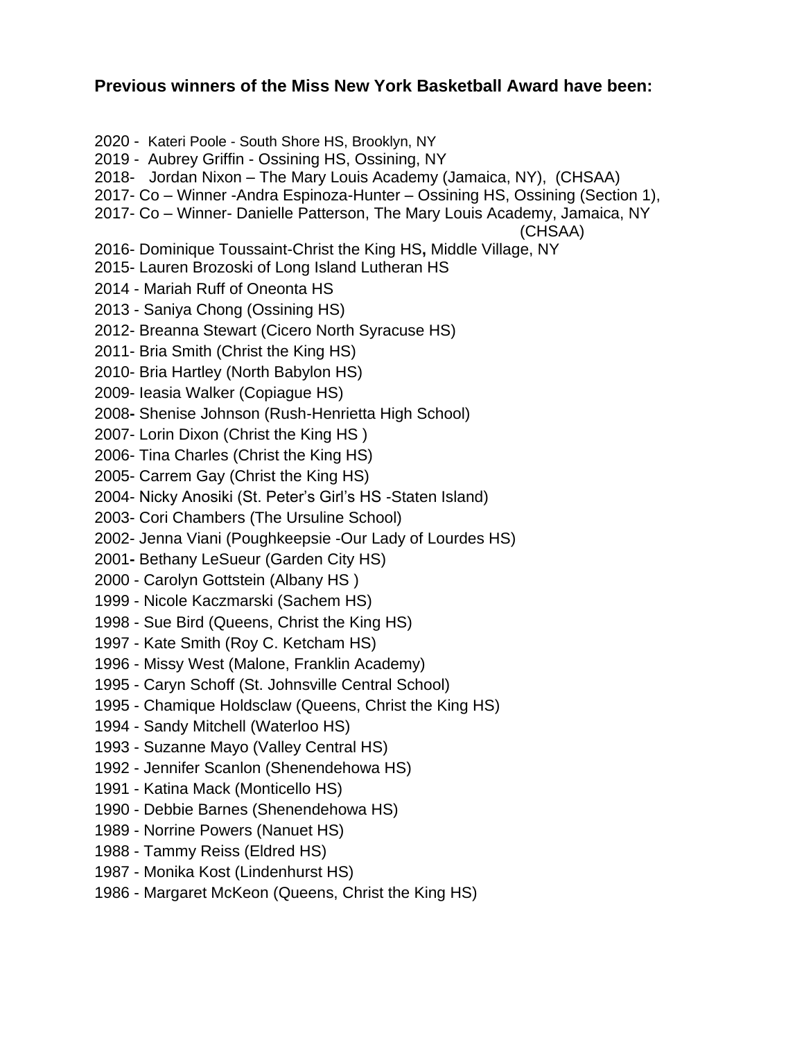**Previous winners of the Miss New York Basketball Award have been:**

2020 - Kateri Poole - South Shore HS, Brooklyn, NY
2019 - Aubrey Griffin - Ossining HS, Ossining, NY
2018- Jordan Nixon – The Mary Louis Academy (Jamaica, NY), (CHSAA)
2017- Co – Winner -Andra Espinoza-Hunter – Ossining HS, Ossining (Section 1),
2017- Co – Winner- Danielle Patterson, The Mary Louis Academy, Jamaica, NY (CHSAA)
2016- Dominique Toussaint-Christ the King HS**,** Middle Village, NY
2015- Lauren Brozoski of Long Island Lutheran HS
2014 - Mariah Ruff of Oneonta HS
2013 - Saniya Chong (Ossining HS)
2012- Breanna Stewart (Cicero North Syracuse HS)
2011- Bria Smith (Christ the King HS)
2010- Bria Hartley (North Babylon HS)
2009- Ieasia Walker (Copiague HS)
2008**-** Shenise Johnson (Rush-Henrietta High School)
2007- Lorin Dixon (Christ the King HS )
2006- Tina Charles (Christ the King HS)
2005- Carrem Gay (Christ the King HS)
2004- Nicky Anosiki (St. Peter's Girl's HS -Staten Island)
2003- Cori Chambers (The Ursuline School)
2002- Jenna Viani (Poughkeepsie -Our Lady of Lourdes HS)
2001**-** Bethany LeSueur (Garden City HS)
2000 - Carolyn Gottstein (Albany HS )
1999 - Nicole Kaczmarski (Sachem HS)
1998 - Sue Bird (Queens, Christ the King HS)
1997 - Kate Smith (Roy C. Ketcham HS)
1996 - Missy West (Malone, Franklin Academy)
1995 - Caryn Schoff (St. Johnsville Central School)
1995 - Chamique Holdsclaw (Queens, Christ the King HS)
1994 - Sandy Mitchell (Waterloo HS)
1993 - Suzanne Mayo (Valley Central HS)
1992 - Jennifer Scanlon (Shenendehowa HS)
1991 - Katina Mack (Monticello HS)
1990 - Debbie Barnes (Shenendehowa HS)
1989 - Norrine Powers (Nanuet HS)
1988 - Tammy Reiss (Eldred HS)
1987 - Monika Kost (Lindenhurst HS)
1986 - Margaret McKeon (Queens, Christ the King HS)